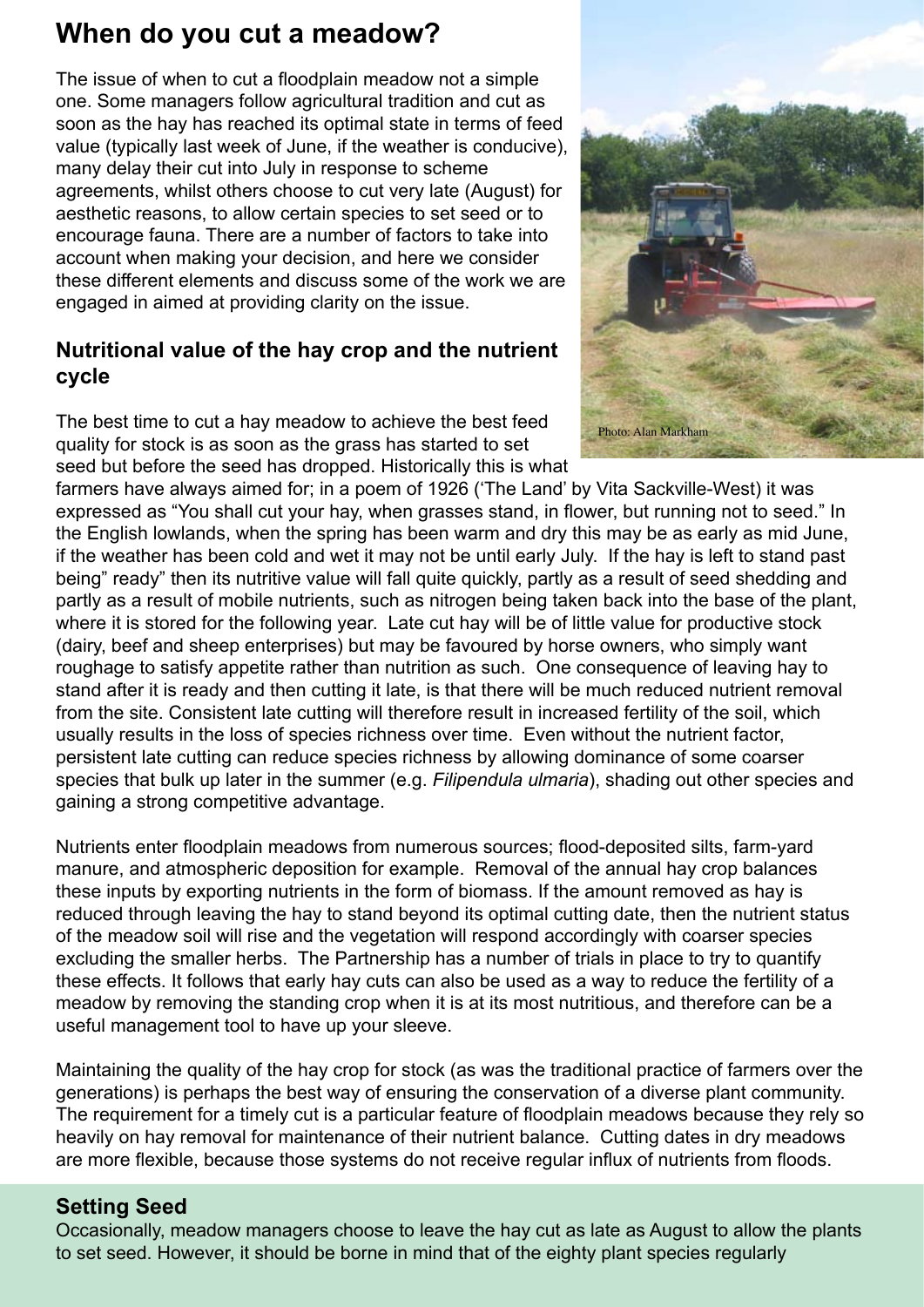# When do you cut a meadow?

The issue of when to cut a floodplain meadow not a simple one. Some managers follow agricultural tradition and cut as soon as the hay has reached its optimal state in terms of feed value (typically last week of June, if the weather is conducive), many delay their cut into July in response to scheme agreements, whilst others choose to cut very late (August) for aesthetic reasons, to allow certain species to set seed or to encourage fauna. There are a number of factors to take into account when making your decision, and here we consider these different elements and discuss some of the work we are engaged in aimed at providing clarity on the issue.

Photo: Alan Markham

## Nutritional value of the hay crop and the nutrient cycle

The best time to cut a hay meadow to achieve the best feed quality for stock is as soon as the grass has started to set seed but before the seed has dropped. Historically this is what farmers have always aimed for; in a poem of 1926 ('The Land' by Vita Sackville-West) it was expressed as "You shall cut your hay, when grasses stand, in flower, but running not to seed." In the English lowlands, when the spring has been warm and dry this may be as early as mid June, if the weather has been cold and wet it may not be until early July. If the hay is left to stand past being" ready" then its nutritive value will fall quite quickly, partly as a result of seed shedding and partly as a result of mobile nutrients, such as nitrogen being taken back into the base of the plant, where it is stored for the following year. Late cut hay will be of little value for productive stock (dairy, beef and sheep enterprises) but may be favoured by horse owners, who simply want roughage to satisfy appetite rather than nutrition as such. One consequence of leaving hay to stand after it is ready and then cutting it late, is that there will be much reduced nutrient removal from the site. Consistent late cutting will therefore result in increased fertility of the soil, which usually results in the loss of species richness over time. Even without the nutrient factor, persistent late cutting can reduce species richness by allowing dominance of some coarser species that bulk up later in the summer (e.g. *Filipendula ulmaria*), shading out other species and gaining a strong competitive advantage.

Nutrients enter floodplain meadows from numerous sources; flood-deposited silts, farm-yard manure, and atmospheric deposition for example. Removal of the annual hay crop balances these inputs by exporting nutrients in the form of biomass. If the amount removed as hay is reduced through leaving the hay to stand beyond its optimal cutting date, then the nutrient status of the meadow soil will rise and the vegetation will respond accordingly with coarser species excluding the smaller herbs. The Partnership has a number of trials in place to try to quantify these effects. It follows that early hay cuts can also be used as a way to reduce the fertility of a meadow by removing the standing crop when it is at its most nutritious, and therefore can be a useful management tool to have up your sleeve.

Maintaining the quality of the hay crop for stock (as was the traditional practice of farmers over the generations) is perhaps the best way of ensuring the conservation of a diverse plant community. The requirement for a timely cut is a particular feature of floodplain meadows because they rely so heavily on hay removal for maintenance of their nutrient balance. Cutting dates in dry meadows are more flexible, because those systems do not receive regular influx of nutrients from floods.

## Setting Seed

Occasionally, meadow managers choose to leave the hay cut as late as August to allow the plants to set seed. However, it should be borne in mind that of the eighty plant species regularly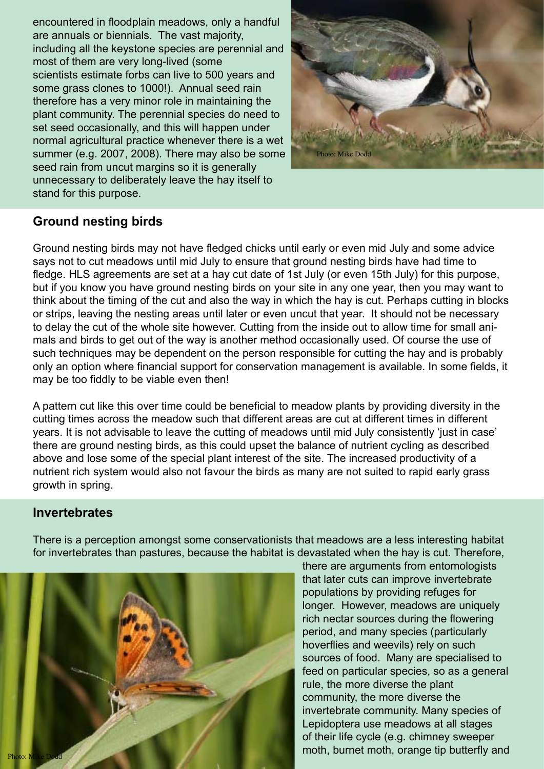encountered in floodplain meadows, only a handful are annuals or biennials. The vast majority, including all the keystone species are perennial and most of them are very long-lived (some scientists estimate forbs can live to 500 years and some grass clones to 1000!). Annual seed rain therefore has a very minor role in maintaining the plant community. The perennial species do need to set seed occasionally, and this will happen under normal agricultural practice whenever there is a wet summer (e.g. 2007, 2008). There may also be some seed rain from uncut margins so it is generally unnecessary to deliberately leave the hay itself to stand for this purpose.

Photo: Mike Dodd

## Ground nesting birds

Ground nesting birds may not have fledged chicks until early or even mid July and some advice says not to cut meadows until mid July to ensure that ground nesting birds have had time to fledge. HLS agreements are set at a hay cut date of 1st July (or even 15th July) for this purpose, but if you know you have ground nesting birds on your site in any one year, then you may want to think about the timing of the cut and also the way in which the hay is cut. Perhaps cutting in blocks or strips, leaving the nesting areas until later or even uncut that year. It should not be necessary to delay the cut of the whole site however. Cutting from the inside out to allow time for small animals and birds to get out of the way is another method occasionally used. Of course the use of such techniques may be dependent on the person responsible for cutting the hay and is probably only an option where financial support for conservation management is available. In some fields, it may be too fiddly to be viable even then!

A pattern cut like this over time could be beneficial to meadow plants by providing diversity in the cutting times across the meadow such that different areas are cut at different times in different years. It is not advisable to leave the cutting of meadows until mid July consistently 'just in case' there are ground nesting birds, as this could upset the balance of nutrient cycling as described above and lose some of the special plant interest of the site. The increased productivity of a nutrient rich system would also not favour the birds as many are not suited to rapid early grass growth in spring.

## Invertebrates

There is a perception amongst some conservationists that meadows are a less interesting habitat for invertebrates than pastures, because the habitat is devastated when the hay is cut. Therefore, there are arguments from entomologists that later cuts can improve invertebrate populations by providing refuges for longer. However, meadows are uniquely rich nectar sources during the flowering period, and many species (particularly hoverflies and weevils) rely on such sources of food. Many are specialised to feed on particular species, so as a general rule, the more diverse the plant community, the more diverse the invertebrate community. Many species of Lepidoptera use meadows at all stages of their life cycle (e.g. chimney sweeper moth, burnet moth, orange tip butterfly and

Photo: Mike Dodd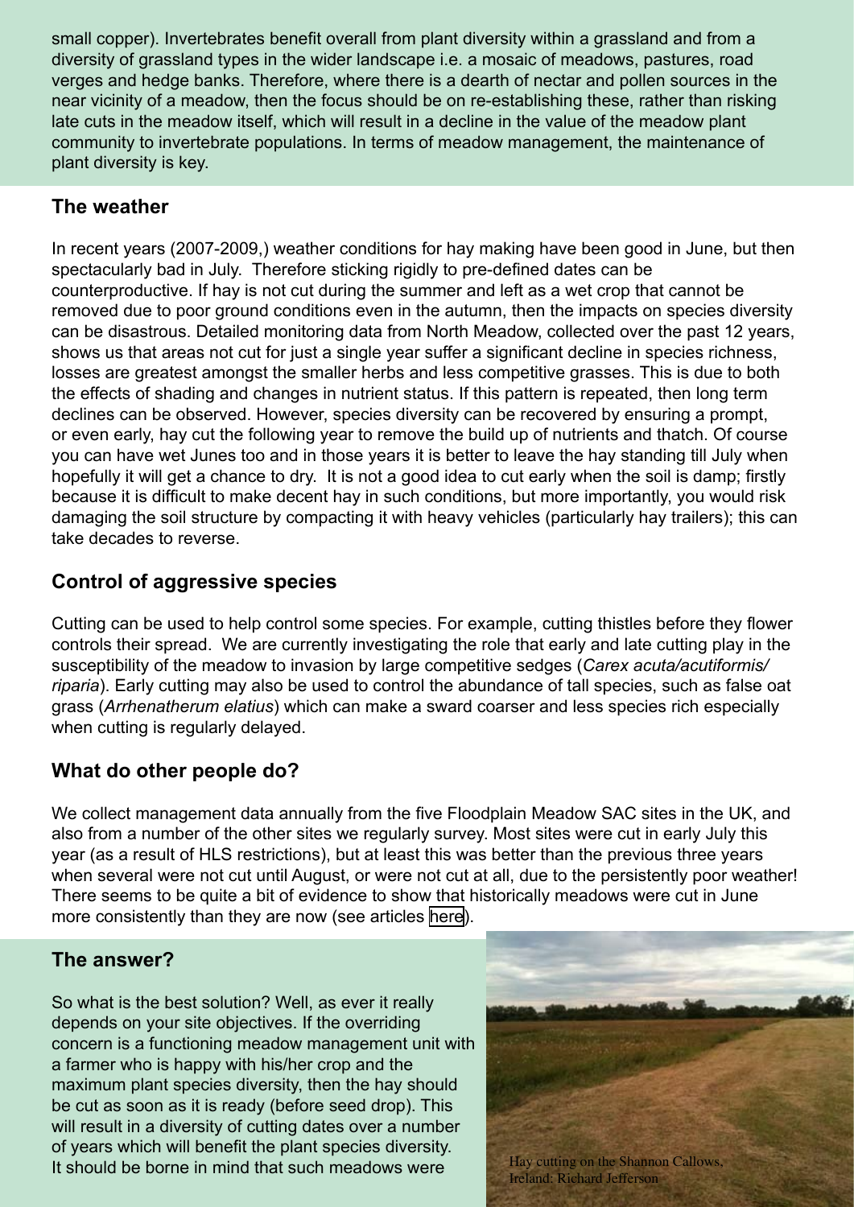small copper). Invertebrates benefit overall from plant diversity within a grassland and from a diversity of grassland types in the wider landscape i.e. a mosaic of meadows, pastures, road verges and hedge banks. Therefore, where there is a dearth of nectar and pollen sources in the near vicinity of a meadow, then the focus should be on re-establishing these, rather than risking late cuts in the meadow itself, which will result in a decline in the value of the meadow plant community to invertebrate populations. In terms of meadow management, the maintenance of plant diversity is key.

## The weather

In recent years (2007-2009,) weather conditions for hay making have been good in June, but then spectacularly bad in July. Therefore sticking rigidly to pre-defined dates can be counterproductive. If hay is not cut during the summer and left as a wet crop that cannot be removed due to poor ground conditions even in the autumn, then the impacts on species diversity can be disastrous. Detailed monitoring data from North Meadow, collected over the past 12 years, shows us that areas not cut for just a single year suffer a significant decline in species richness, losses are greatest amongst the smaller herbs and less competitive grasses. This is due to both the effects of shading and changes in nutrient status. If this pattern is repeated, then long term declines can be observed. However, species diversity can be recovered by ensuring a prompt, or even early, hay cut the following year to remove the build up of nutrients and thatch. Of course you can have wet Junes too and in those years it is better to leave the hay standing till July when hopefully it will get a chance to dry. It is not a good idea to cut early when the soil is damp; firstly because it is difficult to make decent hay in such conditions, but more importantly, you would risk damaging the soil structure by compacting it with heavy vehicles (particularly hay trailers); this can take decades to reverse.

## Control of aggressive species

Cutting can be used to help control some species. For example, cutting thistles before they flower controls their spread. We are currently investigating the role that early and late cutting play in the susceptibility of the meadow to invasion by large competitive sedges (*Carex acuta/acutiformis/riparia*). Early cutting may also be used to control the abundance of tall species, such as false oat grass (*Arrhenatherum elatius*) which can make a sward coarser and less species rich especially when cutting is regularly delayed.

## What do other people do?

We collect management data annually from the five Floodplain Meadow SAC sites in the UK, and also from a number of the other sites we regularly survey. Most sites were cut in early July this year (as a result of HLS restrictions), but at least this was better than the previous three years when several were not cut until August, or were not cut at all, due to the persistently poor weather! There seems to be quite a bit of evidence to show that historically meadows were cut in June more consistently than they are now (see articles here).

## The answer?

So what is the best solution? Well, as ever it really depends on your site objectives. If the overriding concern is a functioning meadow management unit with a farmer who is happy with his/her crop and the maximum plant species diversity, then the hay should be cut as soon as it is ready (before seed drop). This will result in a diversity of cutting dates over a number of years which will benefit the plant species diversity. It should be borne in mind that such meadows were

Hay cutting on the Shannon Callows, Ireland: Richard Jefferson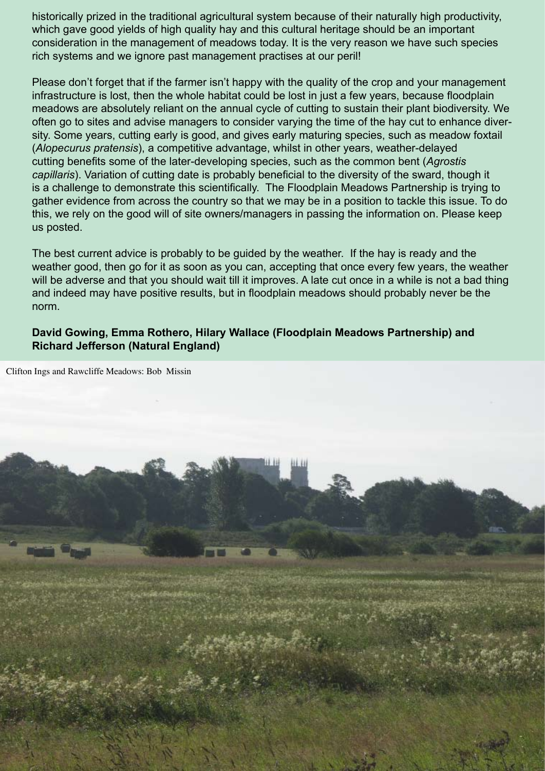historically prized in the traditional agricultural system because of their naturally high productivity, which gave good yields of high quality hay and this cultural heritage should be an important consideration in the management of meadows today. It is the very reason we have such species rich systems and we ignore past management practises at our peril!

Please don't forget that if the farmer isn't happy with the quality of the crop and your management infrastructure is lost, then the whole habitat could be lost in just a few years, because floodplain meadows are absolutely reliant on the annual cycle of cutting to sustain their plant biodiversity. We often go to sites and advise managers to consider varying the time of the hay cut to enhance diversity. Some years, cutting early is good, and gives early maturing species, such as meadow foxtail (*Alopecurus pratensis*), a competitive advantage, whilst in other years, weather-delayed cutting benefits some of the later-developing species, such as the common bent (*Agrostis capillaris*). Variation of cutting date is probably beneficial to the diversity of the sward, though it is a challenge to demonstrate this scientifically. The Floodplain Meadows Partnership is trying to gather evidence from across the country so that we may be in a position to tackle this issue. To do this, we rely on the good will of site owners/managers in passing the information on. Please keep us posted.

The best current advice is probably to be guided by the weather. If the hay is ready and the weather good, then go for it as soon as you can, accepting that once every few years, the weather will be adverse and that you should wait till it improves. A late cut once in a while is not a bad thing and indeed may have positive results, but in floodplain meadows should probably never be the norm.

**David Gowing, Emma Rothero, Hilary Wallace (Floodplain Meadows Partnership) and Richard Jefferson (Natural England)**

Clifton Ings and Rawcliffe Meadows: Bob Missin